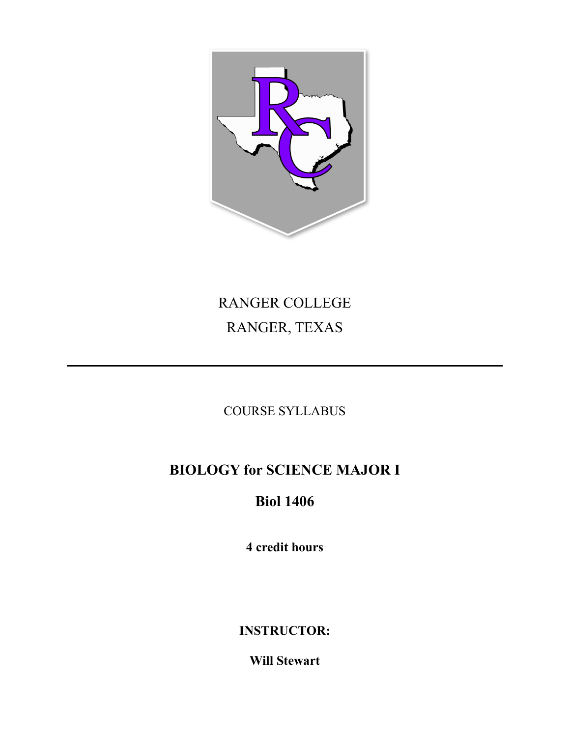RANGER COLLEGE

RANGER, TEXAS

---

COURSE SYLLABUS

# BIOLOGY for SCIENCE MAJOR I

## Biol 1406

**4 credit hours**

**INSTRUCTOR:**

**Will Stewart**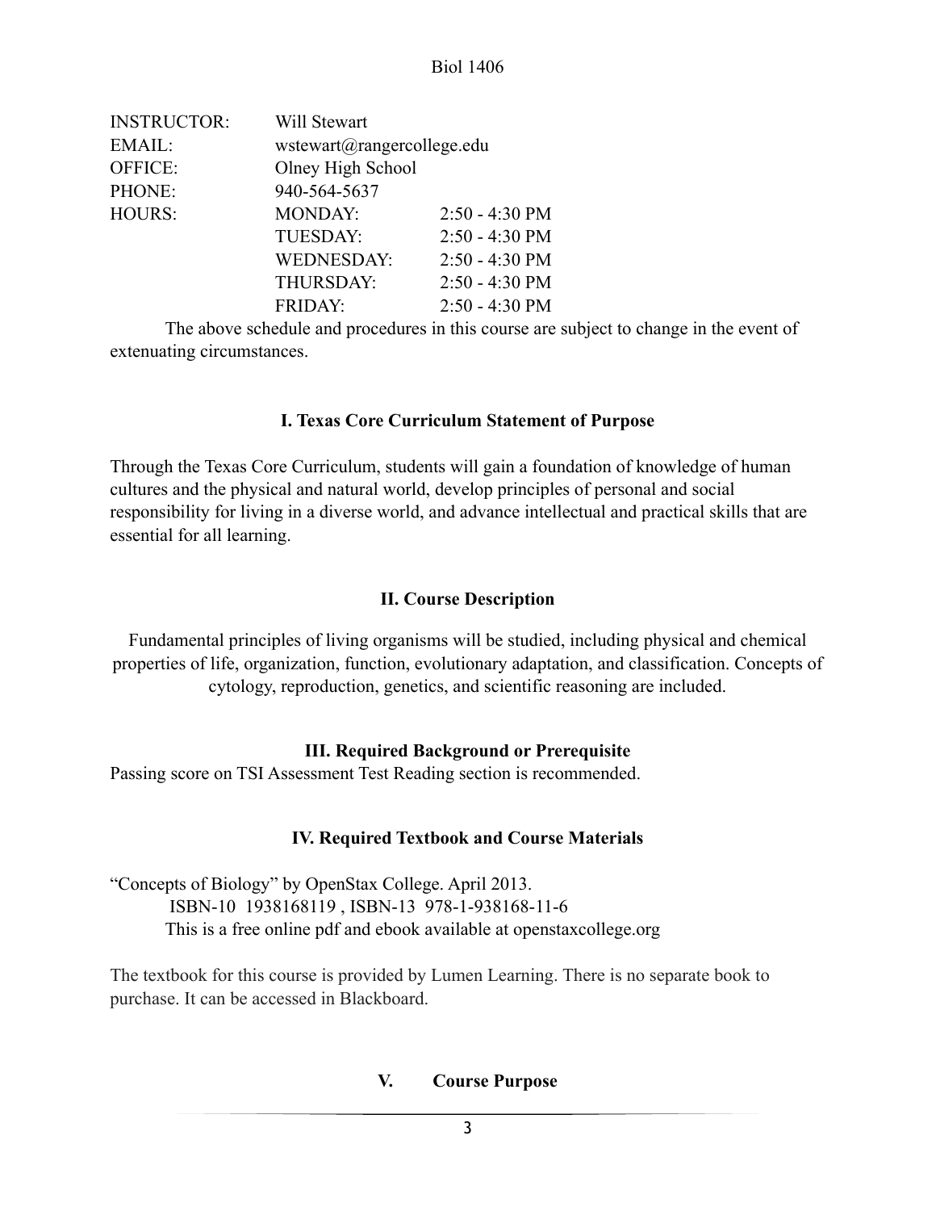| | | |
|---|---|---|
| INSTRUCTOR: | Will Stewart | |
| EMAIL: | wstewart@rangercollege.edu | |
| OFFICE: | Olney High School | |
| PHONE: | 940-564-5637 | |
| HOURS: | MONDAY: | 2:50 - 4:30 PM |
| | TUESDAY: | 2:50 - 4:30 PM |
| | WEDNESDAY: | 2:50 - 4:30 PM |
| | THURSDAY: | 2:50 - 4:30 PM |
| | FRIDAY: | 2:50 - 4:30 PM |

The above schedule and procedures in this course are subject to change in the event of extenuating circumstances.

## I. Texas Core Curriculum Statement of Purpose

Through the Texas Core Curriculum, students will gain a foundation of knowledge of human cultures and the physical and natural world, develop principles of personal and social responsibility for living in a diverse world, and advance intellectual and practical skills that are essential for all learning.

## II. Course Description

Fundamental principles of living organisms will be studied, including physical and chemical properties of life, organization, function, evolutionary adaptation, and classification. Concepts of cytology, reproduction, genetics, and scientific reasoning are included.

## III. Required Background or Prerequisite

Passing score on TSI Assessment Test Reading section is recommended.

## IV. Required Textbook and Course Materials

"Concepts of Biology" by OpenStax College. April 2013.
ISBN-10 1938168119 , ISBN-13 978-1-938168-11-6
This is a free online pdf and ebook available at openstaxcollege.org

The textbook for this course is provided by Lumen Learning. There is no separate book to purchase. It can be accessed in Blackboard.

## V. Course Purpose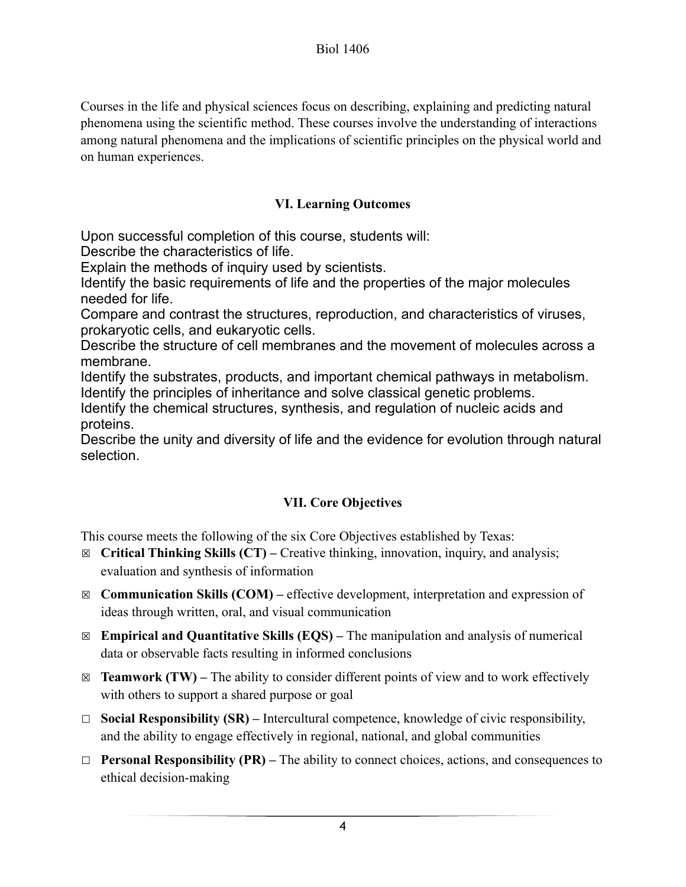Courses in the life and physical sciences focus on describing, explaining and predicting natural phenomena using the scientific method. These courses involve the understanding of interactions among natural phenomena and the implications of scientific principles on the physical world and on human experiences.

## VI. Learning Outcomes

Upon successful completion of this course, students will:
Describe the characteristics of life.
Explain the methods of inquiry used by scientists.
Identify the basic requirements of life and the properties of the major molecules needed for life.
Compare and contrast the structures, reproduction, and characteristics of viruses, prokaryotic cells, and eukaryotic cells.
Describe the structure of cell membranes and the movement of molecules across a membrane.
Identify the substrates, products, and important chemical pathways in metabolism.
Identify the principles of inheritance and solve classical genetic problems.
Identify the chemical structures, synthesis, and regulation of nucleic acids and proteins.
Describe the unity and diversity of life and the evidence for evolution through natural selection.

## VII. Core Objectives

This course meets the following of the six Core Objectives established by Texas:

- ☒ **Critical Thinking Skills (CT) –** Creative thinking, innovation, inquiry, and analysis; evaluation and synthesis of information
- ☒ **Communication Skills (COM) –** effective development, interpretation and expression of ideas through written, oral, and visual communication
- ☒ **Empirical and Quantitative Skills (EQS) –** The manipulation and analysis of numerical data or observable facts resulting in informed conclusions
- ☒ **Teamwork (TW) –** The ability to consider different points of view and to work effectively with others to support a shared purpose or goal
- ☐ **Social Responsibility (SR) –** Intercultural competence, knowledge of civic responsibility, and the ability to engage effectively in regional, national, and global communities
- ☐ **Personal Responsibility (PR) –** The ability to connect choices, actions, and consequences to ethical decision-making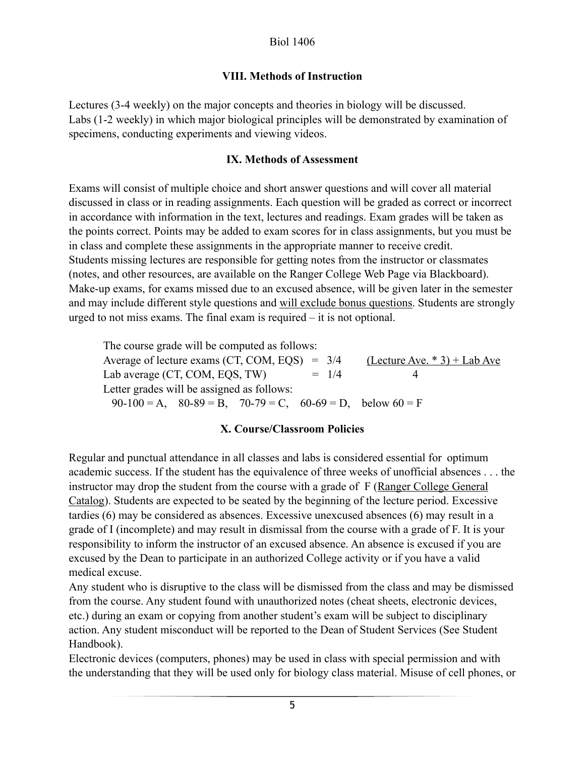## VIII. Methods of Instruction

Lectures (3-4 weekly) on the major concepts and theories in biology will be discussed.
Labs (1-2 weekly) in which major biological principles will be demonstrated by examination of specimens, conducting experiments and viewing videos.

## IX. Methods of Assessment

Exams will consist of multiple choice and short answer questions and will cover all material discussed in class or in reading assignments. Each question will be graded as correct or incorrect in accordance with information in the text, lectures and readings. Exam grades will be taken as the points correct. Points may be added to exam scores for in class assignments, but you must be in class and complete these assignments in the appropriate manner to receive credit.
Students missing lectures are responsible for getting notes from the instructor or classmates (notes, and other resources, are available on the Ranger College Web Page via Blackboard). Make-up exams, for exams missed due to an excused absence, will be given later in the semester and may include different style questions and <u>will exclude bonus questions</u>. Students are strongly urged to not miss exams. The final exam is required – it is not optional.

The course grade will be computed as follows:

Average of lecture exams (CT, COM, EQS) = 3/4
Lab average (CT, COM, EQS, TW) = 1/4

$$\frac{(\text{Lecture Ave.} * 3) + \text{Lab Ave}}{4}$$

Letter grades will be assigned as follows:
90-100 = A, 80-89 = B, 70-79 = C, 60-69 = D, below 60 = F

## X. Course/Classroom Policies

Regular and punctual attendance in all classes and labs is considered essential for optimum academic success. If the student has the equivalence of three weeks of unofficial absences . . . the instructor may drop the student from the course with a grade of F (<u>Ranger College General Catalog</u>). Students are expected to be seated by the beginning of the lecture period. Excessive tardies (6) may be considered as absences. Excessive unexcused absences (6) may result in a grade of I (incomplete) and may result in dismissal from the course with a grade of F. It is your responsibility to inform the instructor of an excused absence. An absence is excused if you are excused by the Dean to participate in an authorized College activity or if you have a valid medical excuse.
Any student who is disruptive to the class will be dismissed from the class and may be dismissed from the course. Any student found with unauthorized notes (cheat sheets, electronic devices, etc.) during an exam or copying from another student's exam will be subject to disciplinary action. Any student misconduct will be reported to the Dean of Student Services (See Student Handbook).
Electronic devices (computers, phones) may be used in class with special permission and with the understanding that they will be used only for biology class material. Misuse of cell phones, or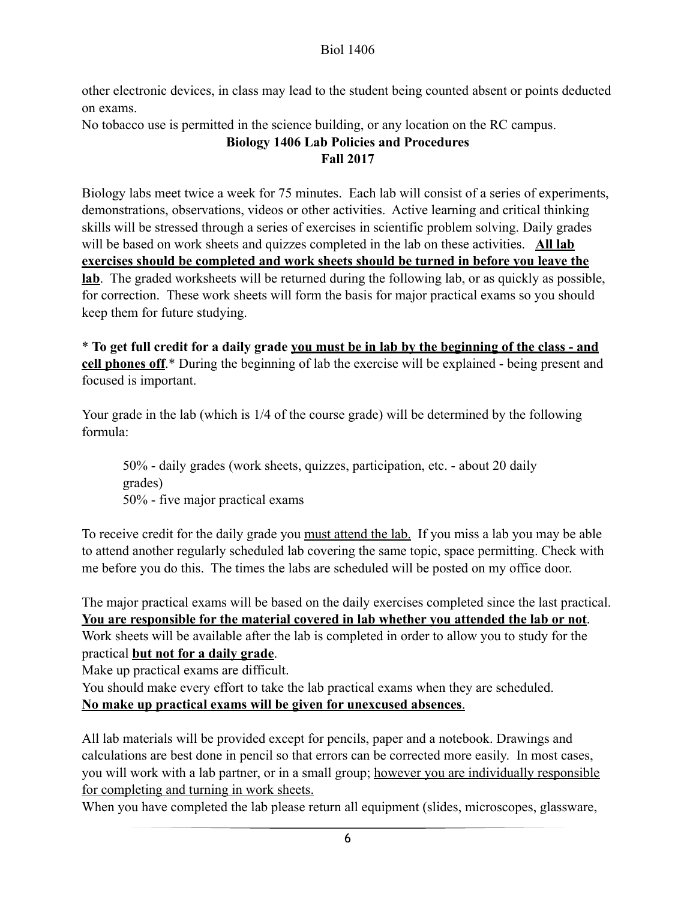other electronic devices, in class may lead to the student being counted absent or points deducted on exams.

No tobacco use is permitted in the science building, or any location on the RC campus.

## Biology 1406 Lab Policies and Procedures
## Fall 2017

Biology labs meet twice a week for 75 minutes. Each lab will consist of a series of experiments, demonstrations, observations, videos or other activities. Active learning and critical thinking skills will be stressed through a series of exercises in scientific problem solving. Daily grades will be based on work sheets and quizzes completed in the lab on these activities. **All lab exercises should be completed and work sheets should be turned in before you leave the lab**. The graded worksheets will be returned during the following lab, or as quickly as possible, for correction. These work sheets will form the basis for major practical exams so you should keep them for future studying.

\* **To get full credit for a daily grade you must be in lab by the beginning of the class - and cell phones off**.\* During the beginning of lab the exercise will be explained - being present and focused is important.

Your grade in the lab (which is 1/4 of the course grade) will be determined by the following formula:

> 50% - daily grades (work sheets, quizzes, participation, etc. - about 20 daily grades)
> 50% - five major practical exams

To receive credit for the daily grade you must attend the lab. If you miss a lab you may be able to attend another regularly scheduled lab covering the same topic, space permitting. Check with me before you do this. The times the labs are scheduled will be posted on my office door.

The major practical exams will be based on the daily exercises completed since the last practical. **You are responsible for the material covered in lab whether you attended the lab or not**. Work sheets will be available after the lab is completed in order to allow you to study for the practical **but not for a daily grade**.

Make up practical exams are difficult.

You should make every effort to take the lab practical exams when they are scheduled.

**No make up practical exams will be given for unexcused absences**.

All lab materials will be provided except for pencils, paper and a notebook. Drawings and calculations are best done in pencil so that errors can be corrected more easily. In most cases, you will work with a lab partner, or in a small group; however you are individually responsible for completing and turning in work sheets.

When you have completed the lab please return all equipment (slides, microscopes, glassware,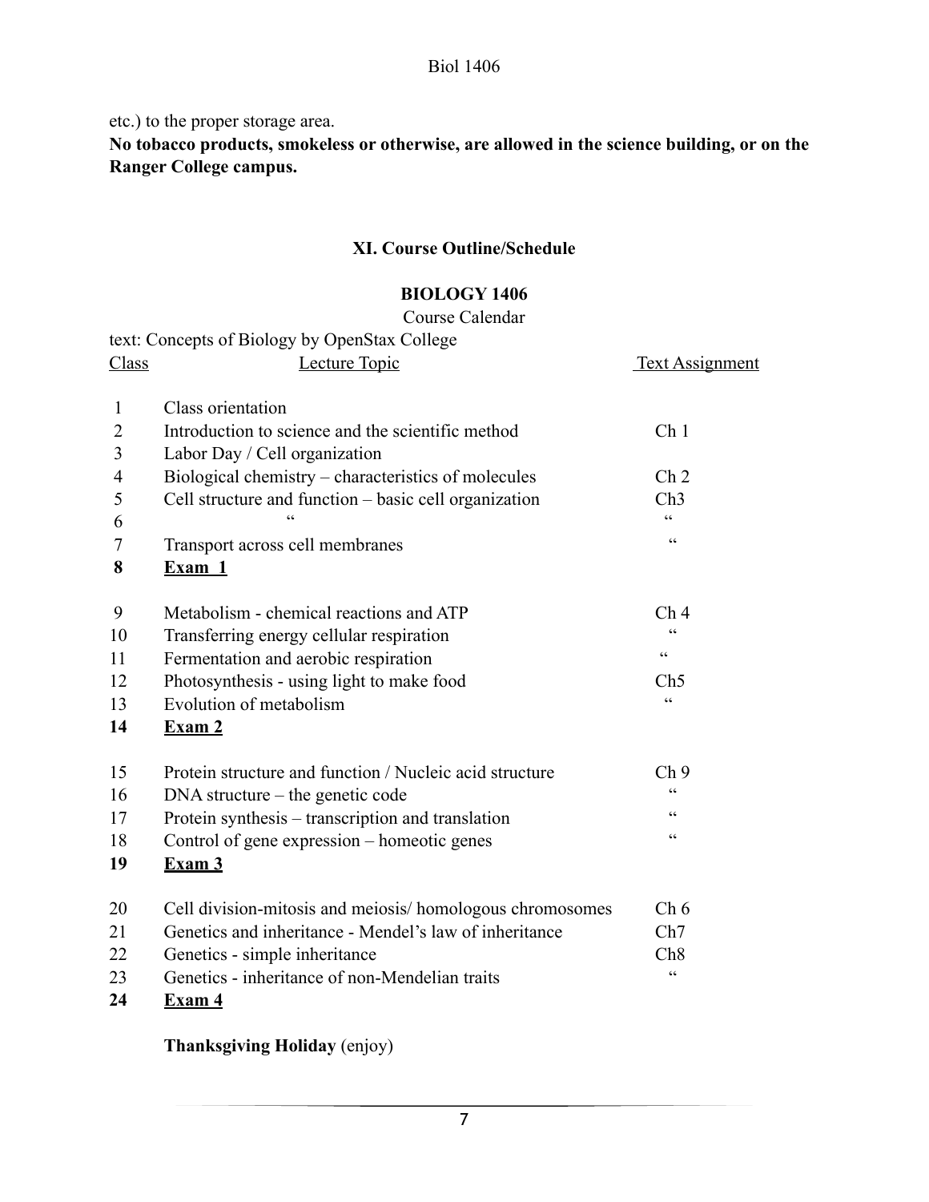etc.) to the proper storage area.

**No tobacco products, smokeless or otherwise, are allowed in the science building, or on the Ranger College campus.**

## XI. Course Outline/Schedule

### BIOLOGY 1406

Course Calendar

text: Concepts of Biology by OpenStax College

| Class | Lecture Topic | Text Assignment |
|---|---|---|
| 1 | Class orientation | |
| 2 | Introduction to science and the scientific method | Ch 1 |
| 3 | Labor Day / Cell organization | |
| 4 | Biological chemistry – characteristics of molecules | Ch 2 |
| 5 | Cell structure and function – basic cell organization | Ch3 |
| 6 | " | " |
| 7 | Transport across cell membranes | " |
| **8** | **Exam 1** | |
| 9 | Metabolism - chemical reactions and ATP | Ch 4 |
| 10 | Transferring energy cellular respiration | " |
| 11 | Fermentation and aerobic respiration | " |
| 12 | Photosynthesis - using light to make food | Ch5 |
| 13 | Evolution of metabolism | " |
| **14** | **Exam 2** | |
| 15 | Protein structure and function / Nucleic acid structure | Ch 9 |
| 16 | DNA structure – the genetic code | " |
| 17 | Protein synthesis – transcription and translation | " |
| 18 | Control of gene expression – homeotic genes | " |
| **19** | **Exam 3** | |
| 20 | Cell division-mitosis and meiosis/ homologous chromosomes | Ch 6 |
| 21 | Genetics and inheritance - Mendel's law of inheritance | Ch7 |
| 22 | Genetics - simple inheritance | Ch8 |
| 23 | Genetics - inheritance of non-Mendelian traits | " |
| **24** | **Exam 4** | |

**Thanksgiving Holiday** (enjoy)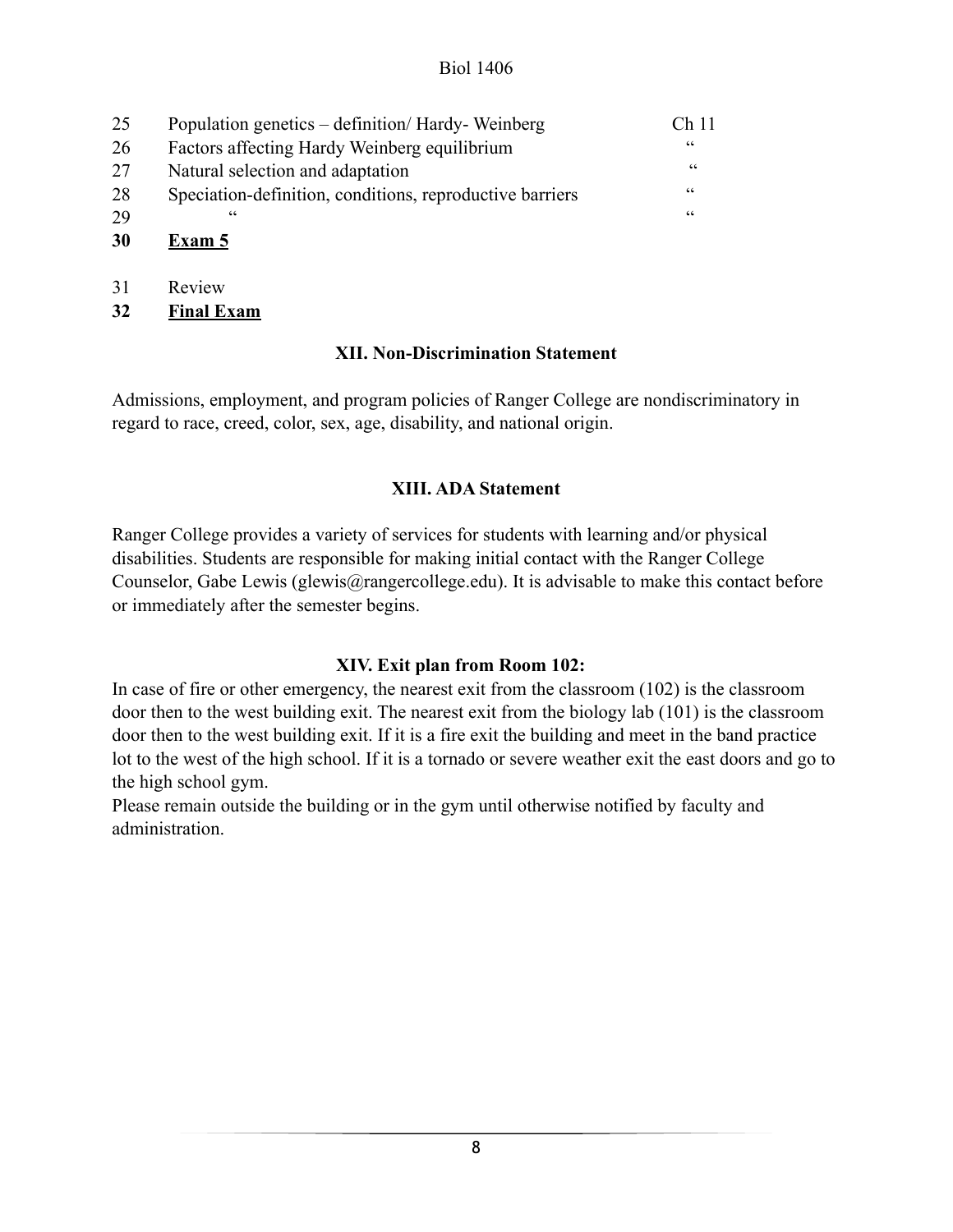| | | |
|---|---|---|
| 25 | Population genetics – definition/ Hardy- Weinberg | Ch 11 |
| 26 | Factors affecting Hardy Weinberg equilibrium | " |
| 27 | Natural selection and adaptation | " |
| 28 | Speciation-definition, conditions, reproductive barriers | " |
| 29 | " | " |
| **30** | **Exam 5** | |
| 31 | Review | |
| **32** | **Final Exam** | |

## XII. Non-Discrimination Statement

Admissions, employment, and program policies of Ranger College are nondiscriminatory in regard to race, creed, color, sex, age, disability, and national origin.

## XIII. ADA Statement

Ranger College provides a variety of services for students with learning and/or physical disabilities. Students are responsible for making initial contact with the Ranger College Counselor, Gabe Lewis (glewis@rangercollege.edu). It is advisable to make this contact before or immediately after the semester begins.

## XIV. Exit plan from Room 102:

In case of fire or other emergency, the nearest exit from the classroom (102) is the classroom door then to the west building exit. The nearest exit from the biology lab (101) is the classroom door then to the west building exit. If it is a fire exit the building and meet in the band practice lot to the west of the high school. If it is a tornado or severe weather exit the east doors and go to the high school gym.

Please remain outside the building or in the gym until otherwise notified by faculty and administration.